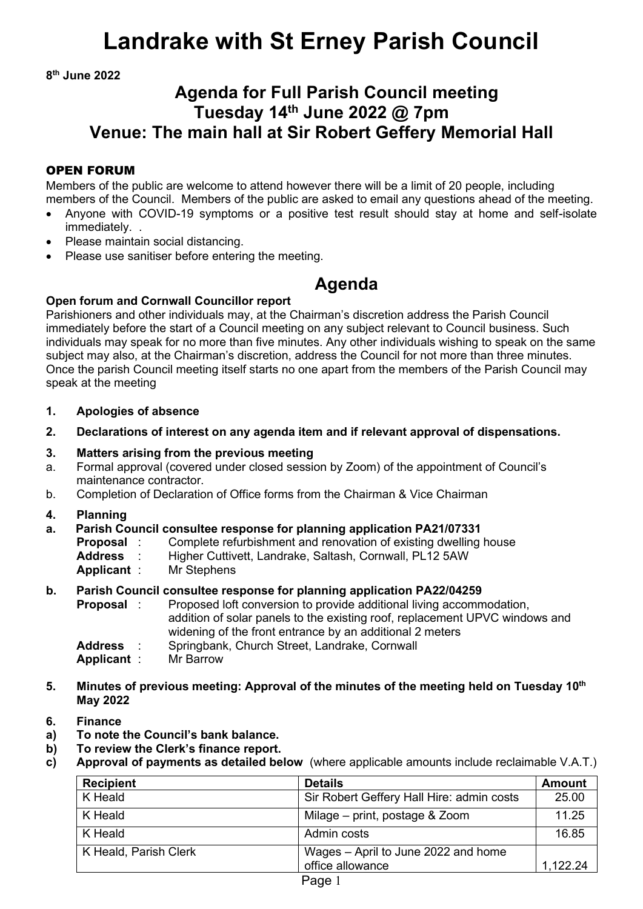# Landrake with St Erney Parish Council

**8th June 2022**

## Agenda for Full Parish Council meeting
## Tuesday 14th June 2022 @ 7pm
## Venue: The main hall at Sir Robert Geffery Memorial Hall

### OPEN FORUM

Members of the public are welcome to attend however there will be a limit of 20 people, including members of the Council. Members of the public are asked to email any questions ahead of the meeting.

- Anyone with COVID-19 symptoms or a positive test result should stay at home and self-isolate immediately. .
- Please maintain social distancing.
- Please use sanitiser before entering the meeting.

## Agenda

**Open forum and Cornwall Councillor report**

Parishioners and other individuals may, at the Chairman's discretion address the Parish Council immediately before the start of a Council meeting on any subject relevant to Council business. Such individuals may speak for no more than five minutes. Any other individuals wishing to speak on the same subject may also, at the Chairman's discretion, address the Council for not more than three minutes. Once the parish Council meeting itself starts no one apart from the members of the Parish Council may speak at the meeting

**1. Apologies of absence**

**2. Declarations of interest on any agenda item and if relevant approval of dispensations.**

**3. Matters arising from the previous meeting**

a. Formal approval (covered under closed session by Zoom) of the appointment of Council's maintenance contractor.

b. Completion of Declaration of Office forms from the Chairman & Vice Chairman

**4. Planning**

**a. Parish Council consultee response for planning application PA21/07331**

**Proposal** : Complete refurbishment and renovation of existing dwelling house
**Address** : Higher Cuttivett, Landrake, Saltash, Cornwall, PL12 5AW
**Applicant** : Mr Stephens

**b. Parish Council consultee response for planning application PA22/04259**

**Proposal** : Proposed loft conversion to provide additional living accommodation, addition of solar panels to the existing roof, replacement UPVC windows and widening of the front entrance by an additional 2 meters
**Address** : Springbank, Church Street, Landrake, Cornwall
**Applicant** : Mr Barrow

**5. Minutes of previous meeting: Approval of the minutes of the meeting held on Tuesday 10th May 2022**

**6. Finance**

**a) To note the Council's bank balance.**

**b) To review the Clerk's finance report.**

**c) Approval of payments as detailed below** (where applicable amounts include reclaimable V.A.T.)

| Recipient | Details | Amount |
|---|---|---|
| K Heald | Sir Robert Geffery Hall Hire: admin costs | 25.00 |
| K Heald | Milage – print, postage & Zoom | 11.25 |
| K Heald | Admin costs | 16.85 |
| K Heald, Parish Clerk | Wages – April to June 2022 and home office allowance | 1,122.24 |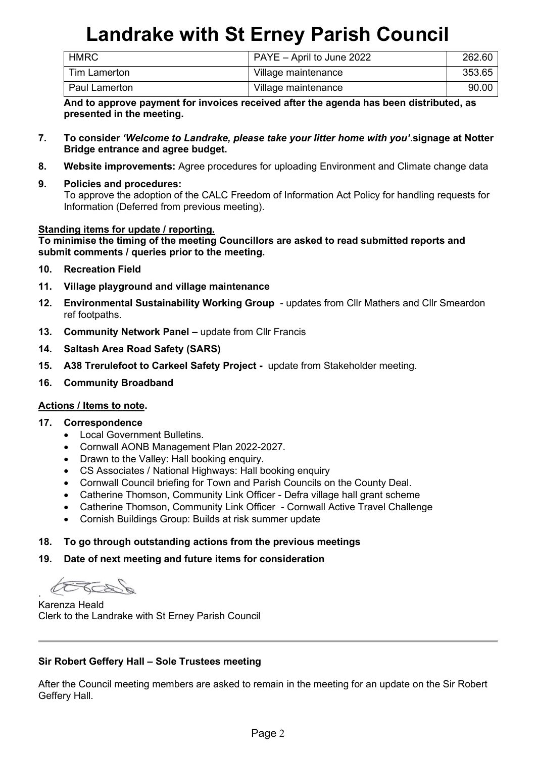# Landrake with St Erney Parish Council

| | | |
|---|---|---|
| HMRC | PAYE – April to June 2022 | 262.60 |
| Tim Lamerton | Village maintenance | 353.65 |
| Paul Lamerton | Village maintenance | 90.00 |

**And to approve payment for invoices received after the agenda has been distributed, as presented in the meeting.**

7. **To consider *'Welcome to Landrake, please take your litter home with you'*.signage at Notter Bridge entrance and agree budget.**
8. **Website improvements:** Agree procedures for uploading Environment and Climate change data
9. **Policies and procedures:**
   To approve the adoption of the CALC Freedom of Information Act Policy for handling requests for Information (Deferred from previous meeting).

**Standing items for update / reporting.**

**To minimise the timing of the meeting Councillors are asked to read submitted reports and submit comments / queries prior to the meeting.**

10. **Recreation Field**
11. **Village playground and village maintenance**
12. **Environmental Sustainability Working Group** - updates from Cllr Mathers and Cllr Smeardon ref footpaths.
13. **Community Network Panel –** update from Cllr Francis
14. **Saltash Area Road Safety (SARS)**
15. **A38 Trerulefoot to Carkeel Safety Project -** update from Stakeholder meeting.
16. **Community Broadband**

**Actions / Items to note.**

17. **Correspondence**
    - Local Government Bulletins.
    - Cornwall AONB Management Plan 2022-2027.
    - Drawn to the Valley: Hall booking enquiry.
    - CS Associates / National Highways: Hall booking enquiry
    - Cornwall Council briefing for Town and Parish Councils on the County Deal.
    - Catherine Thomson, Community Link Officer - Defra village hall grant scheme
    - Catherine Thomson, Community Link Officer - Cornwall Active Travel Challenge
    - Cornish Buildings Group: Builds at risk summer update
18. **To go through outstanding actions from the previous meetings**
19. **Date of next meeting and future items for consideration**

Karenza Heald
Clerk to the Landrake with St Erney Parish Council

---

**Sir Robert Geffery Hall – Sole Trustees meeting**

After the Council meeting members are asked to remain in the meeting for an update on the Sir Robert Geffery Hall.